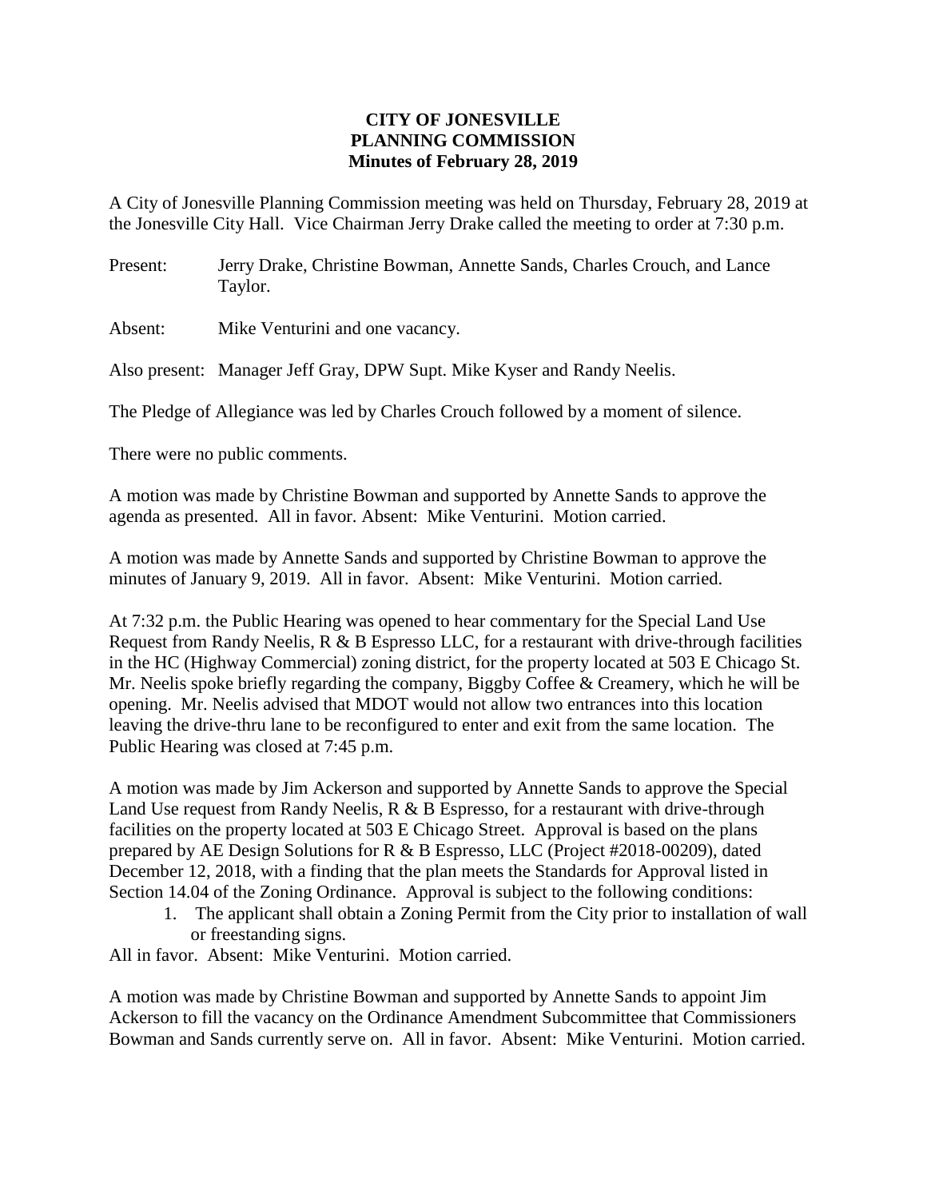# CITY OF JONESVILLE
## PLANNING COMMISSION
### Minutes of February 28, 2019

A City of Jonesville Planning Commission meeting was held on Thursday, February 28, 2019 at the Jonesville City Hall. Vice Chairman Jerry Drake called the meeting to order at 7:30 p.m.

Present: Jerry Drake, Christine Bowman, Annette Sands, Charles Crouch, and Lance Taylor.

Absent: Mike Venturini and one vacancy.

Also present: Manager Jeff Gray, DPW Supt. Mike Kyser and Randy Neelis.

The Pledge of Allegiance was led by Charles Crouch followed by a moment of silence.

There were no public comments.

A motion was made by Christine Bowman and supported by Annette Sands to approve the agenda as presented. All in favor. Absent: Mike Venturini. Motion carried.

A motion was made by Annette Sands and supported by Christine Bowman to approve the minutes of January 9, 2019. All in favor. Absent: Mike Venturini. Motion carried.

At 7:32 p.m. the Public Hearing was opened to hear commentary for the Special Land Use Request from Randy Neelis, R & B Espresso LLC, for a restaurant with drive-through facilities in the HC (Highway Commercial) zoning district, for the property located at 503 E Chicago St. Mr. Neelis spoke briefly regarding the company, Biggby Coffee & Creamery, which he will be opening. Mr. Neelis advised that MDOT would not allow two entrances into this location leaving the drive-thru lane to be reconfigured to enter and exit from the same location. The Public Hearing was closed at 7:45 p.m.

A motion was made by Jim Ackerson and supported by Annette Sands to approve the Special Land Use request from Randy Neelis, R & B Espresso, for a restaurant with drive-through facilities on the property located at 503 E Chicago Street. Approval is based on the plans prepared by AE Design Solutions for R & B Espresso, LLC (Project #2018-00209), dated December 12, 2018, with a finding that the plan meets the Standards for Approval listed in Section 14.04 of the Zoning Ordinance. Approval is subject to the following conditions:

1. The applicant shall obtain a Zoning Permit from the City prior to installation of wall or freestanding signs.

All in favor. Absent: Mike Venturini. Motion carried.

A motion was made by Christine Bowman and supported by Annette Sands to appoint Jim Ackerson to fill the vacancy on the Ordinance Amendment Subcommittee that Commissioners Bowman and Sands currently serve on. All in favor. Absent: Mike Venturini. Motion carried.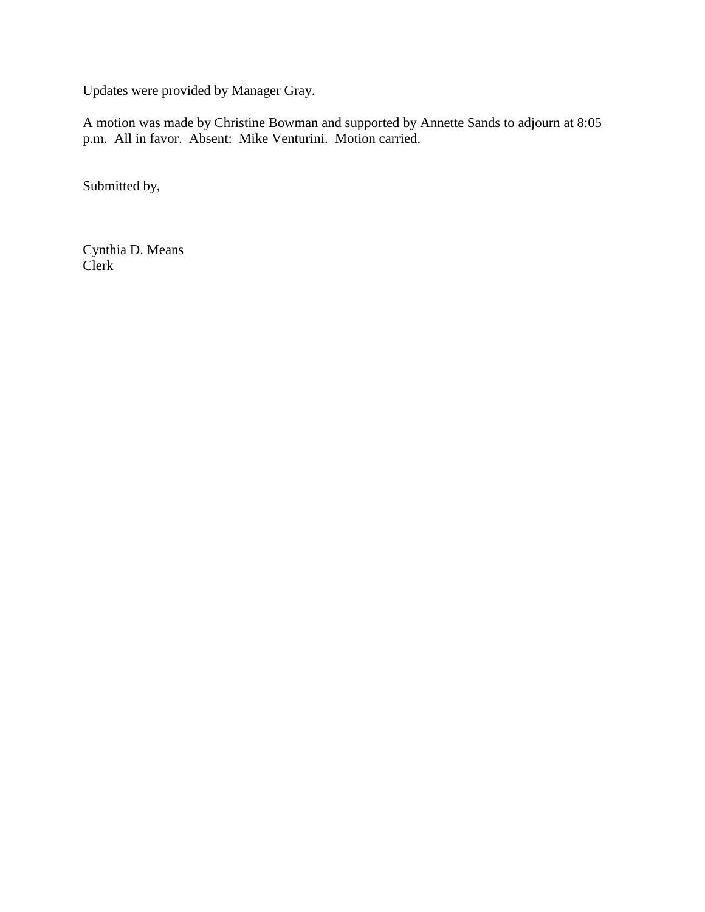Updates were provided by Manager Gray.

A motion was made by Christine Bowman and supported by Annette Sands to adjourn at 8:05 p.m. All in favor. Absent: Mike Venturini. Motion carried.

Submitted by,

Cynthia D. Means
Clerk